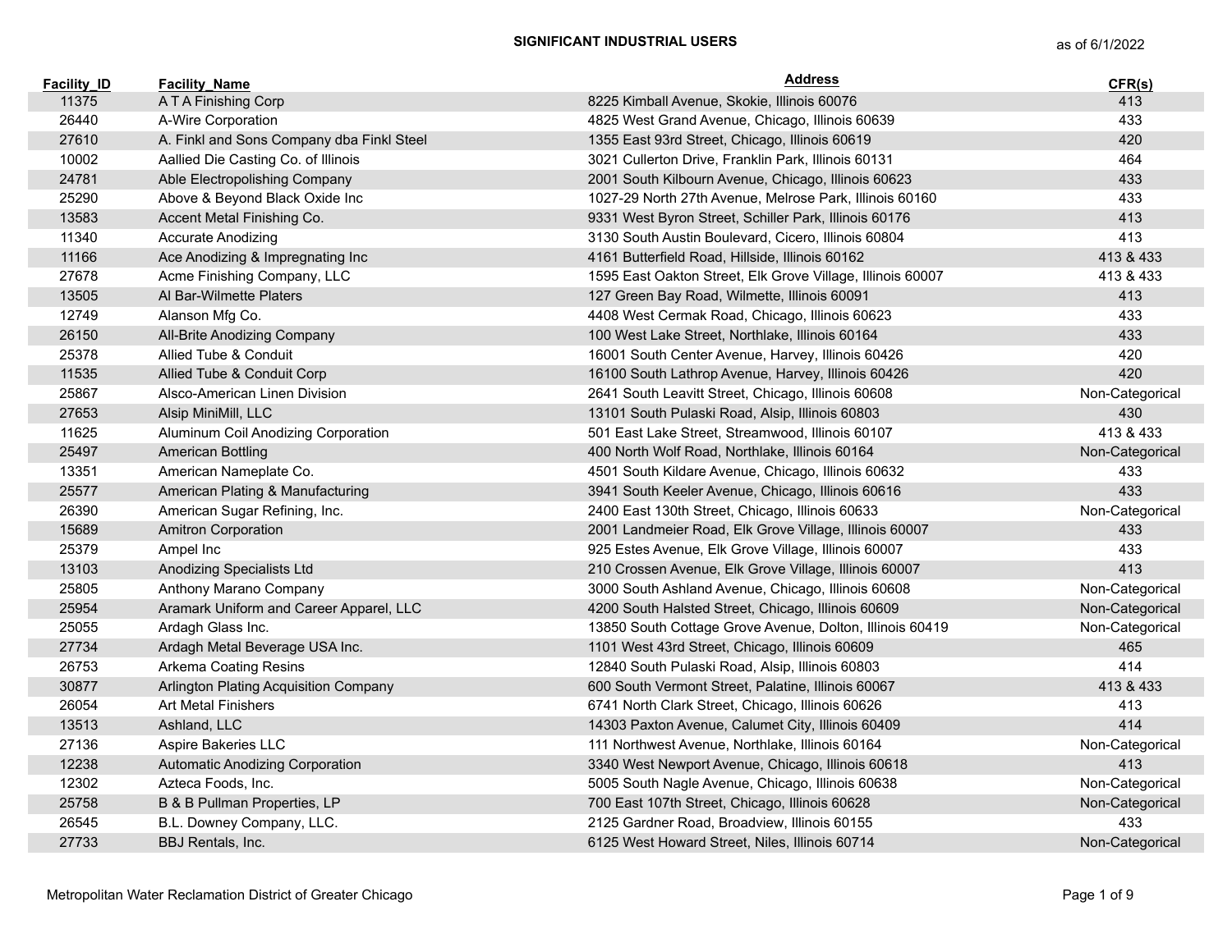# SIGNIFICANT INDUSTRIAL USERS

as of 6/1/2022

| Facility_ID | Facility_Name | Address | CFR(s) |
|---|---|---|---|
| 11375 | A T A Finishing Corp | 8225 Kimball Avenue, Skokie, Illinois 60076 | 413 |
| 26440 | A-Wire Corporation | 4825 West Grand Avenue, Chicago, Illinois 60639 | 433 |
| 27610 | A. Finkl and Sons Company dba Finkl Steel | 1355 East 93rd Street, Chicago, Illinois 60619 | 420 |
| 10002 | Aallied Die Casting Co. of Illinois | 3021 Cullerton Drive, Franklin Park, Illinois 60131 | 464 |
| 24781 | Able Electropolishing Company | 2001 South Kilbourn Avenue, Chicago, Illinois 60623 | 433 |
| 25290 | Above & Beyond Black Oxide Inc | 1027-29 North 27th Avenue, Melrose Park, Illinois 60160 | 433 |
| 13583 | Accent Metal Finishing Co. | 9331 West Byron Street, Schiller Park, Illinois 60176 | 413 |
| 11340 | Accurate Anodizing | 3130 South Austin Boulevard, Cicero, Illinois 60804 | 413 |
| 11166 | Ace Anodizing & Impregnating Inc | 4161 Butterfield Road, Hillside, Illinois 60162 | 413 & 433 |
| 27678 | Acme Finishing Company, LLC | 1595 East Oakton Street, Elk Grove Village, Illinois 60007 | 413 & 433 |
| 13505 | Al Bar-Wilmette Platers | 127 Green Bay Road, Wilmette, Illinois 60091 | 413 |
| 12749 | Alanson Mfg Co. | 4408 West Cermak Road, Chicago, Illinois 60623 | 433 |
| 26150 | All-Brite Anodizing Company | 100 West Lake Street, Northlake, Illinois 60164 | 433 |
| 25378 | Allied Tube & Conduit | 16001 South Center Avenue, Harvey, Illinois 60426 | 420 |
| 11535 | Allied Tube & Conduit Corp | 16100 South Lathrop Avenue, Harvey, Illinois 60426 | 420 |
| 25867 | Alsco-American Linen Division | 2641 South Leavitt Street, Chicago, Illinois 60608 | Non-Categorical |
| 27653 | Alsip MiniMill, LLC | 13101 South Pulaski Road, Alsip, Illinois 60803 | 430 |
| 11625 | Aluminum Coil Anodizing Corporation | 501 East Lake Street, Streamwood, Illinois 60107 | 413 & 433 |
| 25497 | American Bottling | 400 North Wolf Road, Northlake, Illinois 60164 | Non-Categorical |
| 13351 | American Nameplate Co. | 4501 South Kildare Avenue, Chicago, Illinois 60632 | 433 |
| 25577 | American Plating & Manufacturing | 3941 South Keeler Avenue, Chicago, Illinois 60616 | 433 |
| 26390 | American Sugar Refining, Inc. | 2400 East 130th Street, Chicago, Illinois 60633 | Non-Categorical |
| 15689 | Amitron Corporation | 2001 Landmeier Road, Elk Grove Village, Illinois 60007 | 433 |
| 25379 | Ampel Inc | 925 Estes Avenue, Elk Grove Village, Illinois 60007 | 433 |
| 13103 | Anodizing Specialists Ltd | 210 Crossen Avenue, Elk Grove Village, Illinois 60007 | 413 |
| 25805 | Anthony Marano Company | 3000 South Ashland Avenue, Chicago, Illinois 60608 | Non-Categorical |
| 25954 | Aramark Uniform and Career Apparel, LLC | 4200 South Halsted Street, Chicago, Illinois 60609 | Non-Categorical |
| 25055 | Ardagh Glass Inc. | 13850 South Cottage Grove Avenue, Dolton, Illinois 60419 | Non-Categorical |
| 27734 | Ardagh Metal Beverage USA Inc. | 1101 West 43rd Street, Chicago, Illinois 60609 | 465 |
| 26753 | Arkema Coating Resins | 12840 South Pulaski Road, Alsip, Illinois 60803 | 414 |
| 30877 | Arlington Plating Acquisition Company | 600 South Vermont Street, Palatine, Illinois 60067 | 413 & 433 |
| 26054 | Art Metal Finishers | 6741 North Clark Street, Chicago, Illinois 60626 | 413 |
| 13513 | Ashland, LLC | 14303 Paxton Avenue, Calumet City, Illinois 60409 | 414 |
| 27136 | Aspire Bakeries LLC | 111 Northwest Avenue, Northlake, Illinois 60164 | Non-Categorical |
| 12238 | Automatic Anodizing Corporation | 3340 West Newport Avenue, Chicago, Illinois 60618 | 413 |
| 12302 | Azteca Foods, Inc. | 5005 South Nagle Avenue, Chicago, Illinois 60638 | Non-Categorical |
| 25758 | B & B Pullman Properties, LP | 700 East 107th Street, Chicago, Illinois 60628 | Non-Categorical |
| 26545 | B.L. Downey Company, LLC. | 2125 Gardner Road, Broadview, Illinois 60155 | 433 |
| 27733 | BBJ Rentals, Inc. | 6125 West Howard Street, Niles, Illinois 60714 | Non-Categorical |

Metropolitan Water Reclamation District of Greater Chicago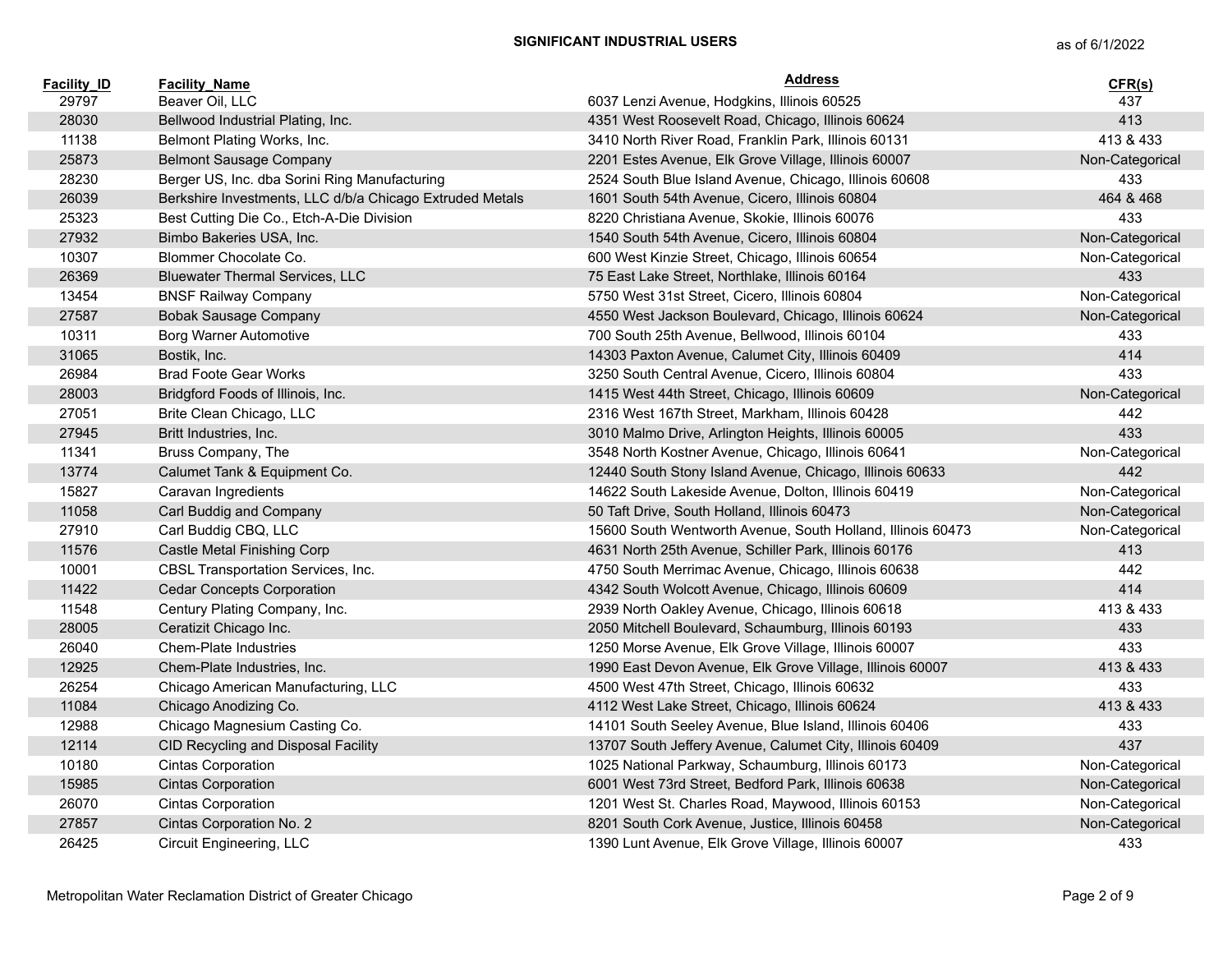**SIGNIFICANT INDUSTRIAL USERS**

as of 6/1/2022

| Facility_ID | Facility_Name | Address | CFR(s) |
|---|---|---|---|
| 29797 | Beaver Oil, LLC | 6037 Lenzi Avenue, Hodgkins, Illinois 60525 | 437 |
| 28030 | Bellwood Industrial Plating, Inc. | 4351 West Roosevelt Road, Chicago, Illinois 60624 | 413 |
| 11138 | Belmont Plating Works, Inc. | 3410 North River Road, Franklin Park, Illinois 60131 | 413 & 433 |
| 25873 | Belmont Sausage Company | 2201 Estes Avenue, Elk Grove Village, Illinois 60007 | Non-Categorical |
| 28230 | Berger US, Inc. dba Sorini Ring Manufacturing | 2524 South Blue Island Avenue, Chicago, Illinois 60608 | 433 |
| 26039 | Berkshire Investments, LLC d/b/a Chicago Extruded Metals | 1601 South 54th Avenue, Cicero, Illinois 60804 | 464 & 468 |
| 25323 | Best Cutting Die Co., Etch-A-Die Division | 8220 Christiana Avenue, Skokie, Illinois 60076 | 433 |
| 27932 | Bimbo Bakeries USA, Inc. | 1540 South 54th Avenue, Cicero, Illinois 60804 | Non-Categorical |
| 10307 | Blommer Chocolate Co. | 600 West Kinzie Street, Chicago, Illinois 60654 | Non-Categorical |
| 26369 | Bluewater Thermal Services, LLC | 75 East Lake Street, Northlake, Illinois 60164 | 433 |
| 13454 | BNSF Railway Company | 5750 West 31st Street, Cicero, Illinois 60804 | Non-Categorical |
| 27587 | Bobak Sausage Company | 4550 West Jackson Boulevard, Chicago, Illinois 60624 | Non-Categorical |
| 10311 | Borg Warner Automotive | 700 South 25th Avenue, Bellwood, Illinois 60104 | 433 |
| 31065 | Bostik, Inc. | 14303 Paxton Avenue, Calumet City, Illinois 60409 | 414 |
| 26984 | Brad Foote Gear Works | 3250 South Central Avenue, Cicero, Illinois 60804 | 433 |
| 28003 | Bridgford Foods of Illinois, Inc. | 1415 West 44th Street, Chicago, Illinois 60609 | Non-Categorical |
| 27051 | Brite Clean Chicago, LLC | 2316 West 167th Street, Markham, Illinois 60428 | 442 |
| 27945 | Britt Industries, Inc. | 3010 Malmo Drive, Arlington Heights, Illinois 60005 | 433 |
| 11341 | Bruss Company, The | 3548 North Kostner Avenue, Chicago, Illinois 60641 | Non-Categorical |
| 13774 | Calumet Tank & Equipment Co. | 12440 South Stony Island Avenue, Chicago, Illinois 60633 | 442 |
| 15827 | Caravan Ingredients | 14622 South Lakeside Avenue, Dolton, Illinois 60419 | Non-Categorical |
| 11058 | Carl Buddig and Company | 50 Taft Drive, South Holland, Illinois 60473 | Non-Categorical |
| 27910 | Carl Buddig CBQ, LLC | 15600 South Wentworth Avenue, South Holland, Illinois 60473 | Non-Categorical |
| 11576 | Castle Metal Finishing Corp | 4631 North 25th Avenue, Schiller Park, Illinois 60176 | 413 |
| 10001 | CBSL Transportation Services, Inc. | 4750 South Merrimac Avenue, Chicago, Illinois 60638 | 442 |
| 11422 | Cedar Concepts Corporation | 4342 South Wolcott Avenue, Chicago, Illinois 60609 | 414 |
| 11548 | Century Plating Company, Inc. | 2939 North Oakley Avenue, Chicago, Illinois 60618 | 413 & 433 |
| 28005 | Ceratizit Chicago Inc. | 2050 Mitchell Boulevard, Schaumburg, Illinois 60193 | 433 |
| 26040 | Chem-Plate Industries | 1250 Morse Avenue, Elk Grove Village, Illinois 60007 | 433 |
| 12925 | Chem-Plate Industries, Inc. | 1990 East Devon Avenue, Elk Grove Village, Illinois 60007 | 413 & 433 |
| 26254 | Chicago American Manufacturing, LLC | 4500 West 47th Street, Chicago, Illinois 60632 | 433 |
| 11084 | Chicago Anodizing Co. | 4112 West Lake Street, Chicago, Illinois 60624 | 413 & 433 |
| 12988 | Chicago Magnesium Casting Co. | 14101 South Seeley Avenue, Blue Island, Illinois 60406 | 433 |
| 12114 | CID Recycling and Disposal Facility | 13707 South Jeffery Avenue, Calumet City, Illinois 60409 | 437 |
| 10180 | Cintas Corporation | 1025 National Parkway, Schaumburg, Illinois 60173 | Non-Categorical |
| 15985 | Cintas Corporation | 6001 West 73rd Street, Bedford Park, Illinois 60638 | Non-Categorical |
| 26070 | Cintas Corporation | 1201 West St. Charles Road, Maywood, Illinois 60153 | Non-Categorical |
| 27857 | Cintas Corporation No. 2 | 8201 South Cork Avenue, Justice, Illinois 60458 | Non-Categorical |
| 26425 | Circuit Engineering, LLC | 1390 Lunt Avenue, Elk Grove Village, Illinois 60007 | 433 |

Metropolitan Water Reclamation District of Greater Chicago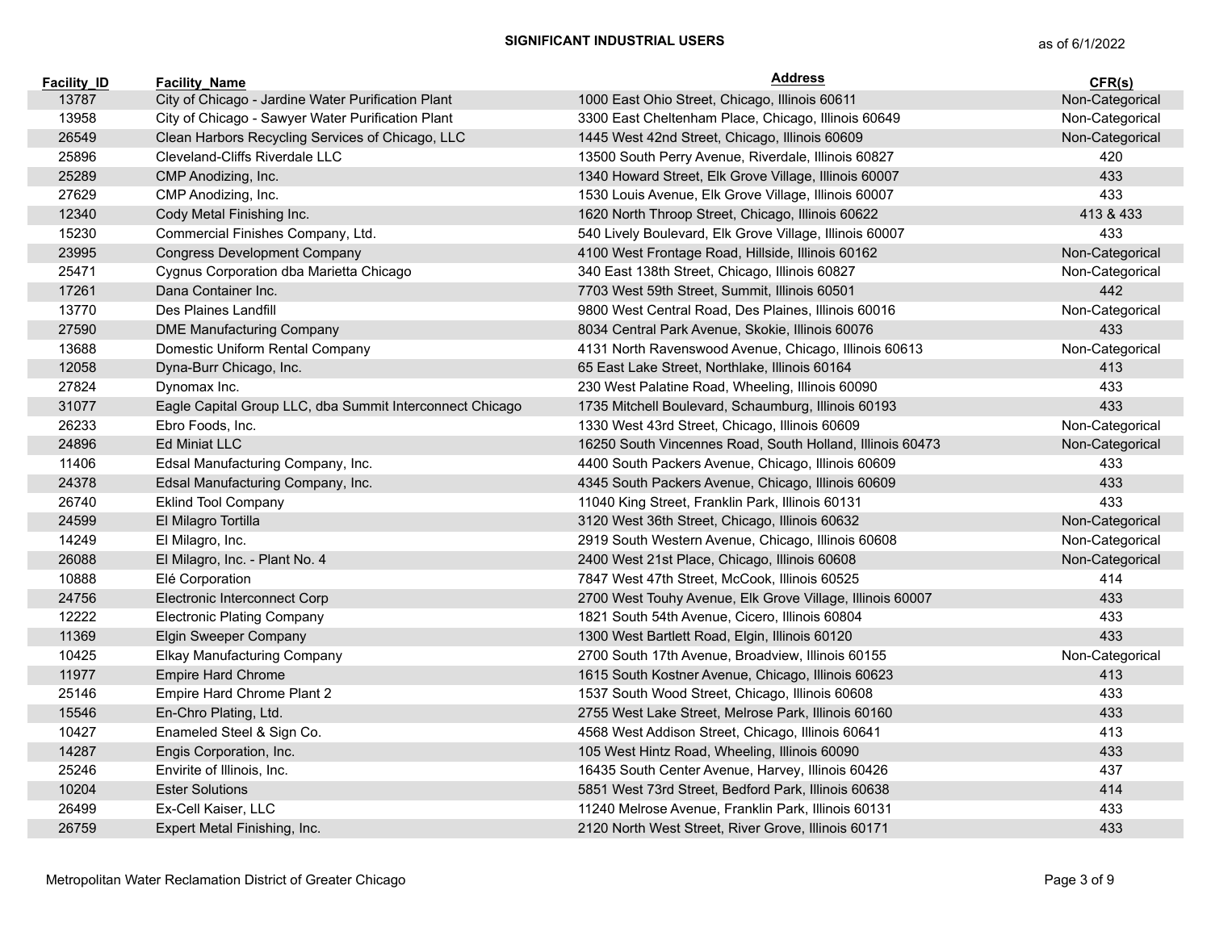# SIGNIFICANT INDUSTRIAL USERS

as of 6/1/2022

| Facility_ID | Facility_Name | Address | CFR(s) |
|---|---|---|---|
| 13787 | City of Chicago - Jardine Water Purification Plant | 1000 East Ohio Street, Chicago, Illinois 60611 | Non-Categorical |
| 13958 | City of Chicago - Sawyer Water Purification Plant | 3300 East Cheltenham Place, Chicago, Illinois 60649 | Non-Categorical |
| 26549 | Clean Harbors Recycling Services of Chicago, LLC | 1445 West 42nd Street, Chicago, Illinois 60609 | Non-Categorical |
| 25896 | Cleveland-Cliffs Riverdale LLC | 13500 South Perry Avenue, Riverdale, Illinois 60827 | 420 |
| 25289 | CMP Anodizing, Inc. | 1340 Howard Street, Elk Grove Village, Illinois 60007 | 433 |
| 27629 | CMP Anodizing, Inc. | 1530 Louis Avenue, Elk Grove Village, Illinois 60007 | 433 |
| 12340 | Cody Metal Finishing Inc. | 1620 North Throop Street, Chicago, Illinois 60622 | 413 & 433 |
| 15230 | Commercial Finishes Company, Ltd. | 540 Lively Boulevard, Elk Grove Village, Illinois 60007 | 433 |
| 23995 | Congress Development Company | 4100 West Frontage Road, Hillside, Illinois 60162 | Non-Categorical |
| 25471 | Cygnus Corporation dba Marietta Chicago | 340 East 138th Street, Chicago, Illinois 60827 | Non-Categorical |
| 17261 | Dana Container Inc. | 7703 West 59th Street, Summit, Illinois 60501 | 442 |
| 13770 | Des Plaines Landfill | 9800 West Central Road, Des Plaines, Illinois 60016 | Non-Categorical |
| 27590 | DME Manufacturing Company | 8034 Central Park Avenue, Skokie, Illinois 60076 | 433 |
| 13688 | Domestic Uniform Rental Company | 4131 North Ravenswood Avenue, Chicago, Illinois 60613 | Non-Categorical |
| 12058 | Dyna-Burr Chicago, Inc. | 65 East Lake Street, Northlake, Illinois 60164 | 413 |
| 27824 | Dynomax Inc. | 230 West Palatine Road, Wheeling, Illinois 60090 | 433 |
| 31077 | Eagle Capital Group LLC, dba Summit Interconnect Chicago | 1735 Mitchell Boulevard, Schaumburg, Illinois 60193 | 433 |
| 26233 | Ebro Foods, Inc. | 1330 West 43rd Street, Chicago, Illinois 60609 | Non-Categorical |
| 24896 | Ed Miniat LLC | 16250 South Vincennes Road, South Holland, Illinois 60473 | Non-Categorical |
| 11406 | Edsal Manufacturing Company, Inc. | 4400 South Packers Avenue, Chicago, Illinois 60609 | 433 |
| 24378 | Edsal Manufacturing Company, Inc. | 4345 South Packers Avenue, Chicago, Illinois 60609 | 433 |
| 26740 | Eklind Tool Company | 11040 King Street, Franklin Park, Illinois 60131 | 433 |
| 24599 | El Milagro Tortilla | 3120 West 36th Street, Chicago, Illinois 60632 | Non-Categorical |
| 14249 | El Milagro, Inc. | 2919 South Western Avenue, Chicago, Illinois 60608 | Non-Categorical |
| 26088 | El Milagro, Inc. - Plant No. 4 | 2400 West 21st Place, Chicago, Illinois 60608 | Non-Categorical |
| 10888 | Elé Corporation | 7847 West 47th Street, McCook, Illinois 60525 | 414 |
| 24756 | Electronic Interconnect Corp | 2700 West Touhy Avenue, Elk Grove Village, Illinois 60007 | 433 |
| 12222 | Electronic Plating Company | 1821 South 54th Avenue, Cicero, Illinois 60804 | 433 |
| 11369 | Elgin Sweeper Company | 1300 West Bartlett Road, Elgin, Illinois 60120 | 433 |
| 10425 | Elkay Manufacturing Company | 2700 South 17th Avenue, Broadview, Illinois 60155 | Non-Categorical |
| 11977 | Empire Hard Chrome | 1615 South Kostner Avenue, Chicago, Illinois 60623 | 413 |
| 25146 | Empire Hard Chrome Plant 2 | 1537 South Wood Street, Chicago, Illinois 60608 | 433 |
| 15546 | En-Chro Plating, Ltd. | 2755 West Lake Street, Melrose Park, Illinois 60160 | 433 |
| 10427 | Enameled Steel & Sign Co. | 4568 West Addison Street, Chicago, Illinois 60641 | 413 |
| 14287 | Engis Corporation, Inc. | 105 West Hintz Road, Wheeling, Illinois 60090 | 433 |
| 25246 | Envirite of Illinois, Inc. | 16435 South Center Avenue, Harvey, Illinois 60426 | 437 |
| 10204 | Ester Solutions | 5851 West 73rd Street, Bedford Park, Illinois 60638 | 414 |
| 26499 | Ex-Cell Kaiser, LLC | 11240 Melrose Avenue, Franklin Park, Illinois 60131 | 433 |
| 26759 | Expert Metal Finishing, Inc. | 2120 North West Street, River Grove, Illinois 60171 | 433 |

Metropolitan Water Reclamation District of Greater Chicago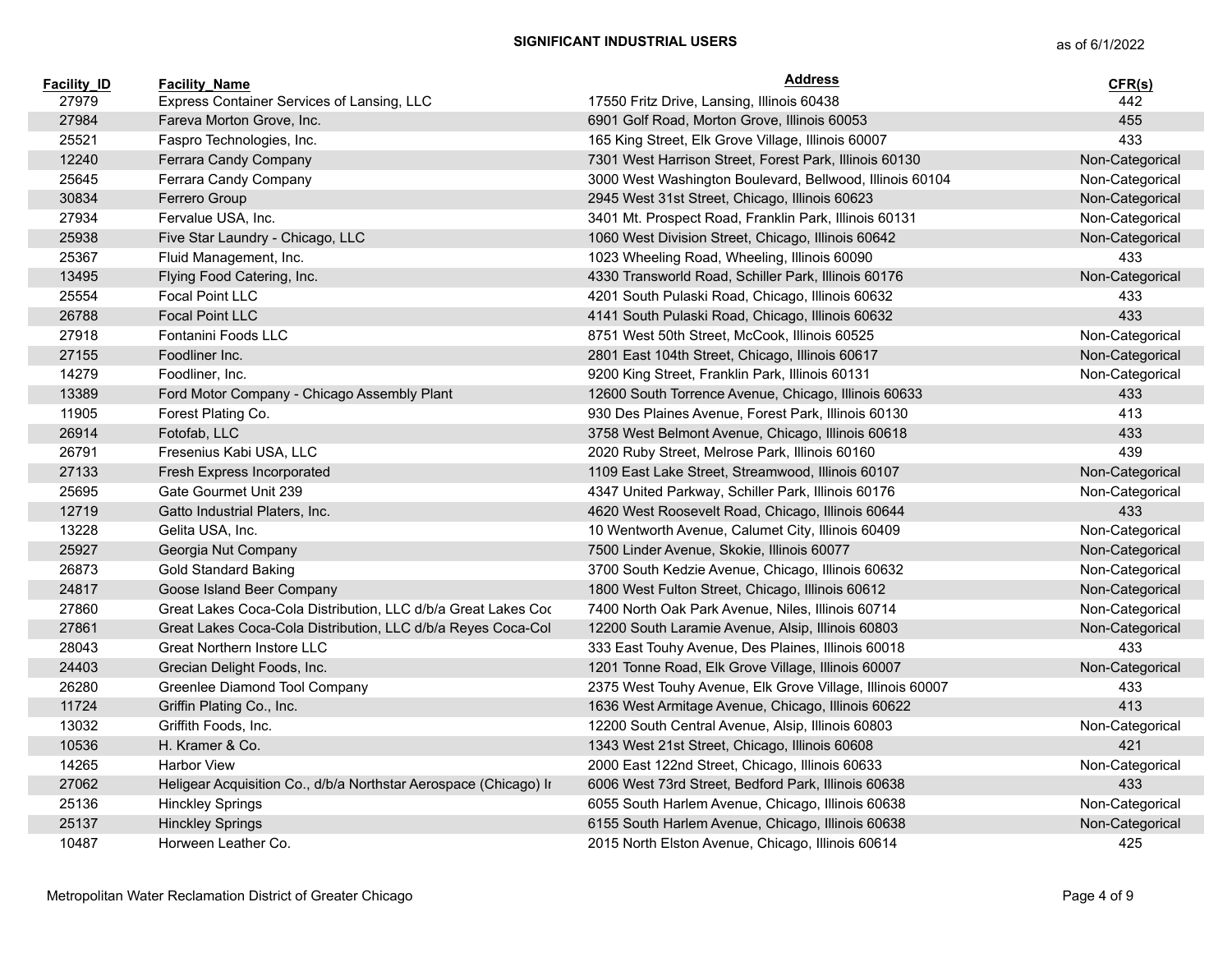## SIGNIFICANT INDUSTRIAL USERS

as of 6/1/2022

| Facility_ID | Facility_Name | Address | CFR(s) |
|---|---|---|---|
| 27979 | Express Container Services of Lansing, LLC | 17550 Fritz Drive, Lansing, Illinois 60438 | 442 |
| 27984 | Fareva Morton Grove, Inc. | 6901 Golf Road, Morton Grove, Illinois 60053 | 455 |
| 25521 | Faspro Technologies, Inc. | 165 King Street, Elk Grove Village, Illinois 60007 | 433 |
| 12240 | Ferrara Candy Company | 7301 West Harrison Street, Forest Park, Illinois 60130 | Non-Categorical |
| 25645 | Ferrara Candy Company | 3000 West Washington Boulevard, Bellwood, Illinois 60104 | Non-Categorical |
| 30834 | Ferrero Group | 2945 West 31st Street, Chicago, Illinois 60623 | Non-Categorical |
| 27934 | Fervalue USA, Inc. | 3401 Mt. Prospect Road, Franklin Park, Illinois 60131 | Non-Categorical |
| 25938 | Five Star Laundry - Chicago, LLC | 1060 West Division Street, Chicago, Illinois 60642 | Non-Categorical |
| 25367 | Fluid Management, Inc. | 1023 Wheeling Road, Wheeling, Illinois 60090 | 433 |
| 13495 | Flying Food Catering, Inc. | 4330 Transworld Road, Schiller Park, Illinois 60176 | Non-Categorical |
| 25554 | Focal Point LLC | 4201 South Pulaski Road, Chicago, Illinois 60632 | 433 |
| 26788 | Focal Point LLC | 4141 South Pulaski Road, Chicago, Illinois 60632 | 433 |
| 27918 | Fontanini Foods LLC | 8751 West 50th Street, McCook, Illinois 60525 | Non-Categorical |
| 27155 | Foodliner Inc. | 2801 East 104th Street, Chicago, Illinois 60617 | Non-Categorical |
| 14279 | Foodliner, Inc. | 9200 King Street, Franklin Park, Illinois 60131 | Non-Categorical |
| 13389 | Ford Motor Company - Chicago Assembly Plant | 12600 South Torrence Avenue, Chicago, Illinois 60633 | 433 |
| 11905 | Forest Plating Co. | 930 Des Plaines Avenue, Forest Park, Illinois 60130 | 413 |
| 26914 | Fotofab, LLC | 3758 West Belmont Avenue, Chicago, Illinois 60618 | 433 |
| 26791 | Fresenius Kabi USA, LLC | 2020 Ruby Street, Melrose Park, Illinois 60160 | 439 |
| 27133 | Fresh Express Incorporated | 1109 East Lake Street, Streamwood, Illinois 60107 | Non-Categorical |
| 25695 | Gate Gourmet Unit 239 | 4347 United Parkway, Schiller Park, Illinois 60176 | Non-Categorical |
| 12719 | Gatto Industrial Platers, Inc. | 4620 West Roosevelt Road, Chicago, Illinois 60644 | 433 |
| 13228 | Gelita USA, Inc. | 10 Wentworth Avenue, Calumet City, Illinois 60409 | Non-Categorical |
| 25927 | Georgia Nut Company | 7500 Linder Avenue, Skokie, Illinois 60077 | Non-Categorical |
| 26873 | Gold Standard Baking | 3700 South Kedzie Avenue, Chicago, Illinois 60632 | Non-Categorical |
| 24817 | Goose Island Beer Company | 1800 West Fulton Street, Chicago, Illinois 60612 | Non-Categorical |
| 27860 | Great Lakes Coca-Cola Distribution, LLC d/b/a Great Lakes Coc | 7400 North Oak Park Avenue, Niles, Illinois 60714 | Non-Categorical |
| 27861 | Great Lakes Coca-Cola Distribution, LLC d/b/a Reyes Coca-Col | 12200 South Laramie Avenue, Alsip, Illinois 60803 | Non-Categorical |
| 28043 | Great Northern Instore LLC | 333 East Touhy Avenue, Des Plaines, Illinois 60018 | 433 |
| 24403 | Grecian Delight Foods, Inc. | 1201 Tonne Road, Elk Grove Village, Illinois 60007 | Non-Categorical |
| 26280 | Greenlee Diamond Tool Company | 2375 West Touhy Avenue, Elk Grove Village, Illinois 60007 | 433 |
| 11724 | Griffin Plating Co., Inc. | 1636 West Armitage Avenue, Chicago, Illinois 60622 | 413 |
| 13032 | Griffith Foods, Inc. | 12200 South Central Avenue, Alsip, Illinois 60803 | Non-Categorical |
| 10536 | H. Kramer & Co. | 1343 West 21st Street, Chicago, Illinois 60608 | 421 |
| 14265 | Harbor View | 2000 East 122nd Street, Chicago, Illinois 60633 | Non-Categorical |
| 27062 | Heligear Acquisition Co., d/b/a Northstar Aerospace (Chicago) Ir | 6006 West 73rd Street, Bedford Park, Illinois 60638 | 433 |
| 25136 | Hinckley Springs | 6055 South Harlem Avenue, Chicago, Illinois 60638 | Non-Categorical |
| 25137 | Hinckley Springs | 6155 South Harlem Avenue, Chicago, Illinois 60638 | Non-Categorical |
| 10487 | Horween Leather Co. | 2015 North Elston Avenue, Chicago, Illinois 60614 | 425 |

Metropolitan Water Reclamation District of Greater Chicago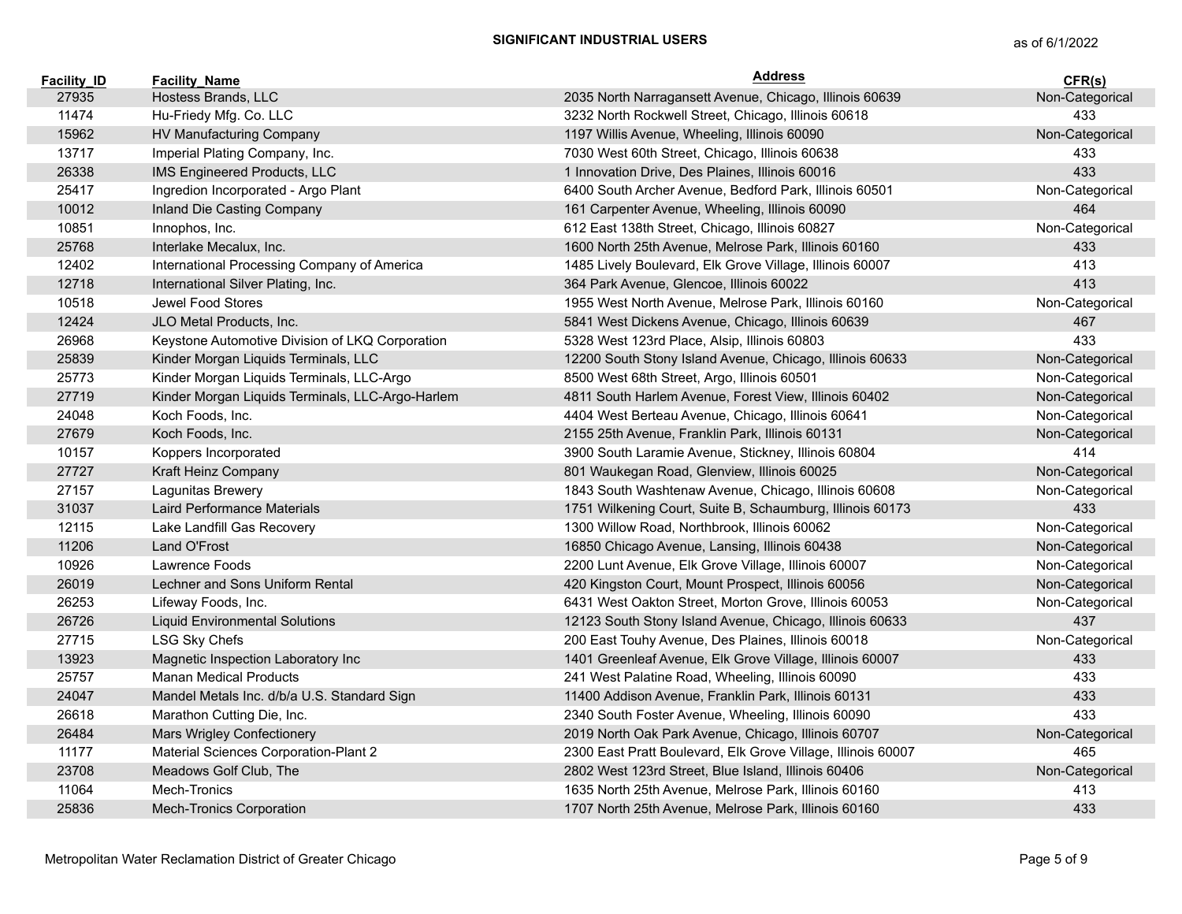**SIGNIFICANT INDUSTRIAL USERS**

as of 6/1/2022

| Facility_ID | Facility_Name | Address | CFR(s) |
|---|---|---|---|
| 27935 | Hostess Brands, LLC | 2035 North Narragansett Avenue, Chicago, Illinois 60639 | Non-Categorical |
| 11474 | Hu-Friedy Mfg. Co. LLC | 3232 North Rockwell Street, Chicago, Illinois 60618 | 433 |
| 15962 | HV Manufacturing Company | 1197 Willis Avenue, Wheeling, Illinois 60090 | Non-Categorical |
| 13717 | Imperial Plating Company, Inc. | 7030 West 60th Street, Chicago, Illinois 60638 | 433 |
| 26338 | IMS Engineered Products, LLC | 1 Innovation Drive, Des Plaines, Illinois 60016 | 433 |
| 25417 | Ingredion Incorporated - Argo Plant | 6400 South Archer Avenue, Bedford Park, Illinois 60501 | Non-Categorical |
| 10012 | Inland Die Casting Company | 161 Carpenter Avenue, Wheeling, Illinois 60090 | 464 |
| 10851 | Innophos, Inc. | 612 East 138th Street, Chicago, Illinois 60827 | Non-Categorical |
| 25768 | Interlake Mecalux, Inc. | 1600 North 25th Avenue, Melrose Park, Illinois 60160 | 433 |
| 12402 | International Processing Company of America | 1485 Lively Boulevard, Elk Grove Village, Illinois 60007 | 413 |
| 12718 | International Silver Plating, Inc. | 364 Park Avenue, Glencoe, Illinois 60022 | 413 |
| 10518 | Jewel Food Stores | 1955 West North Avenue, Melrose Park, Illinois 60160 | Non-Categorical |
| 12424 | JLO Metal Products, Inc. | 5841 West Dickens Avenue, Chicago, Illinois 60639 | 467 |
| 26968 | Keystone Automotive Division of LKQ Corporation | 5328 West 123rd Place, Alsip, Illinois 60803 | 433 |
| 25839 | Kinder Morgan Liquids Terminals, LLC | 12200 South Stony Island Avenue, Chicago, Illinois 60633 | Non-Categorical |
| 25773 | Kinder Morgan Liquids Terminals, LLC-Argo | 8500 West 68th Street, Argo, Illinois 60501 | Non-Categorical |
| 27719 | Kinder Morgan Liquids Terminals, LLC-Argo-Harlem | 4811 South Harlem Avenue, Forest View, Illinois 60402 | Non-Categorical |
| 24048 | Koch Foods, Inc. | 4404 West Berteau Avenue, Chicago, Illinois 60641 | Non-Categorical |
| 27679 | Koch Foods, Inc. | 2155 25th Avenue, Franklin Park, Illinois 60131 | Non-Categorical |
| 10157 | Koppers Incorporated | 3900 South Laramie Avenue, Stickney, Illinois 60804 | 414 |
| 27727 | Kraft Heinz Company | 801 Waukegan Road, Glenview, Illinois 60025 | Non-Categorical |
| 27157 | Lagunitas Brewery | 1843 South Washtenaw Avenue, Chicago, Illinois 60608 | Non-Categorical |
| 31037 | Laird Performance Materials | 1751 Wilkening Court, Suite B, Schaumburg, Illinois 60173 | 433 |
| 12115 | Lake Landfill Gas Recovery | 1300 Willow Road, Northbrook, Illinois 60062 | Non-Categorical |
| 11206 | Land O'Frost | 16850 Chicago Avenue, Lansing, Illinois 60438 | Non-Categorical |
| 10926 | Lawrence Foods | 2200 Lunt Avenue, Elk Grove Village, Illinois 60007 | Non-Categorical |
| 26019 | Lechner and Sons Uniform Rental | 420 Kingston Court, Mount Prospect, Illinois 60056 | Non-Categorical |
| 26253 | Lifeway Foods, Inc. | 6431 West Oakton Street, Morton Grove, Illinois 60053 | Non-Categorical |
| 26726 | Liquid Environmental Solutions | 12123 South Stony Island Avenue, Chicago, Illinois 60633 | 437 |
| 27715 | LSG Sky Chefs | 200 East Touhy Avenue, Des Plaines, Illinois 60018 | Non-Categorical |
| 13923 | Magnetic Inspection Laboratory Inc | 1401 Greenleaf Avenue, Elk Grove Village, Illinois 60007 | 433 |
| 25757 | Manan Medical Products | 241 West Palatine Road, Wheeling, Illinois 60090 | 433 |
| 24047 | Mandel Metals Inc. d/b/a U.S. Standard Sign | 11400 Addison Avenue, Franklin Park, Illinois 60131 | 433 |
| 26618 | Marathon Cutting Die, Inc. | 2340 South Foster Avenue, Wheeling, Illinois 60090 | 433 |
| 26484 | Mars Wrigley Confectionery | 2019 North Oak Park Avenue, Chicago, Illinois 60707 | Non-Categorical |
| 11177 | Material Sciences Corporation-Plant 2 | 2300 East Pratt Boulevard, Elk Grove Village, Illinois 60007 | 465 |
| 23708 | Meadows Golf Club, The | 2802 West 123rd Street, Blue Island, Illinois 60406 | Non-Categorical |
| 11064 | Mech-Tronics | 1635 North 25th Avenue, Melrose Park, Illinois 60160 | 413 |
| 25836 | Mech-Tronics Corporation | 1707 North 25th Avenue, Melrose Park, Illinois 60160 | 433 |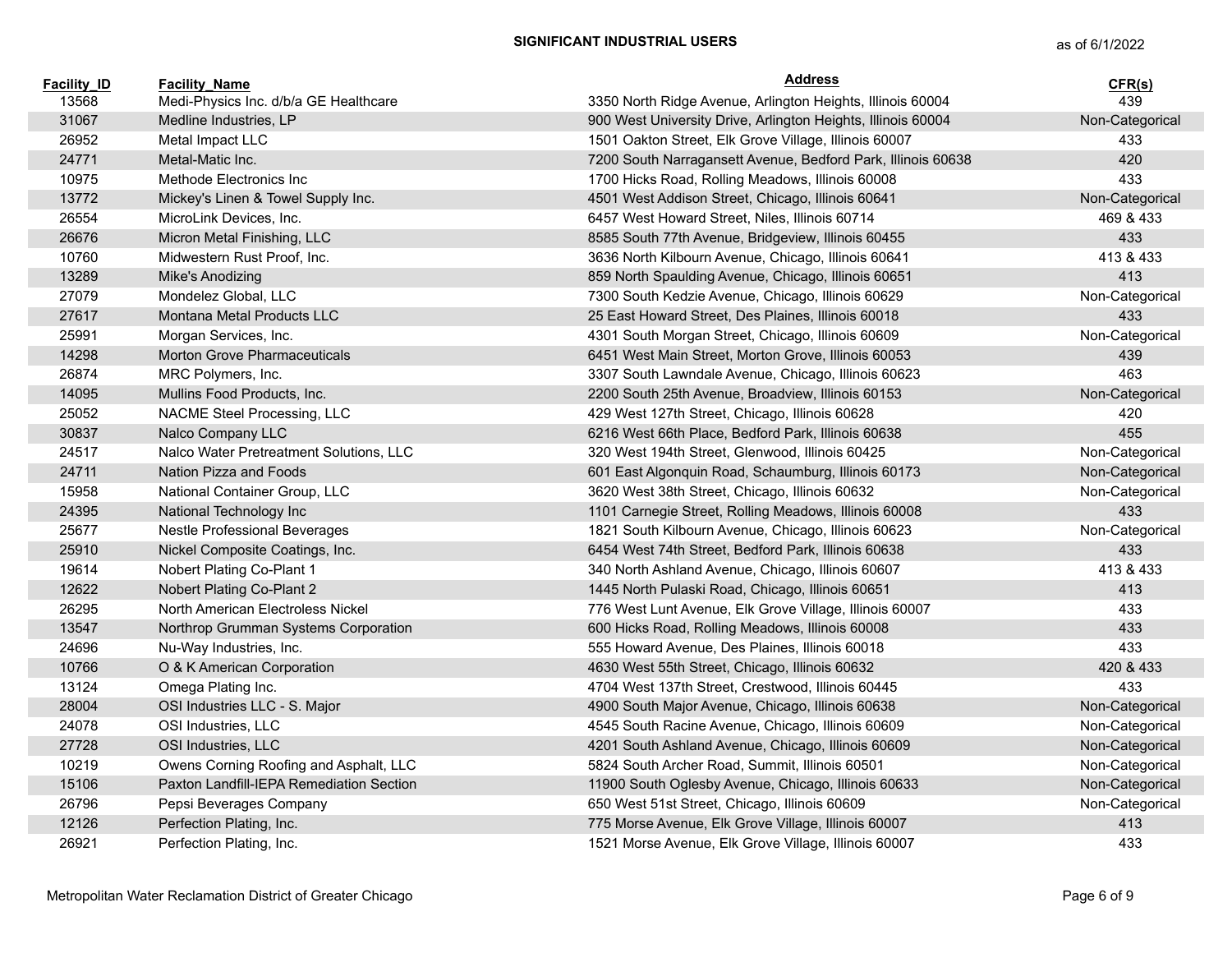## SIGNIFICANT INDUSTRIAL USERS

as of 6/1/2022

| Facility_ID | Facility_Name | Address | CFR(s) |
|---|---|---|---|
| 13568 | Medi-Physics Inc. d/b/a GE Healthcare | 3350 North Ridge Avenue, Arlington Heights, Illinois 60004 | 439 |
| 31067 | Medline Industries, LP | 900 West University Drive, Arlington Heights, Illinois 60004 | Non-Categorical |
| 26952 | Metal Impact LLC | 1501 Oakton Street, Elk Grove Village, Illinois 60007 | 433 |
| 24771 | Metal-Matic Inc. | 7200 South Narragansett Avenue, Bedford Park, Illinois 60638 | 420 |
| 10975 | Methode Electronics Inc | 1700 Hicks Road, Rolling Meadows, Illinois 60008 | 433 |
| 13772 | Mickey's Linen & Towel Supply Inc. | 4501 West Addison Street, Chicago, Illinois 60641 | Non-Categorical |
| 26554 | MicroLink Devices, Inc. | 6457 West Howard Street, Niles, Illinois 60714 | 469 & 433 |
| 26676 | Micron Metal Finishing, LLC | 8585 South 77th Avenue, Bridgeview, Illinois 60455 | 433 |
| 10760 | Midwestern Rust Proof, Inc. | 3636 North Kilbourn Avenue, Chicago, Illinois 60641 | 413 & 433 |
| 13289 | Mike's Anodizing | 859 North Spaulding Avenue, Chicago, Illinois 60651 | 413 |
| 27079 | Mondelez Global, LLC | 7300 South Kedzie Avenue, Chicago, Illinois 60629 | Non-Categorical |
| 27617 | Montana Metal Products LLC | 25 East Howard Street, Des Plaines, Illinois 60018 | 433 |
| 25991 | Morgan Services, Inc. | 4301 South Morgan Street, Chicago, Illinois 60609 | Non-Categorical |
| 14298 | Morton Grove Pharmaceuticals | 6451 West Main Street, Morton Grove, Illinois 60053 | 439 |
| 26874 | MRC Polymers, Inc. | 3307 South Lawndale Avenue, Chicago, Illinois 60623 | 463 |
| 14095 | Mullins Food Products, Inc. | 2200 South 25th Avenue, Broadview, Illinois 60153 | Non-Categorical |
| 25052 | NACME Steel Processing, LLC | 429 West 127th Street, Chicago, Illinois 60628 | 420 |
| 30837 | Nalco Company LLC | 6216 West 66th Place, Bedford Park, Illinois 60638 | 455 |
| 24517 | Nalco Water Pretreatment Solutions, LLC | 320 West 194th Street, Glenwood, Illinois 60425 | Non-Categorical |
| 24711 | Nation Pizza and Foods | 601 East Algonquin Road, Schaumburg, Illinois 60173 | Non-Categorical |
| 15958 | National Container Group, LLC | 3620 West 38th Street, Chicago, Illinois 60632 | Non-Categorical |
| 24395 | National Technology Inc | 1101 Carnegie Street, Rolling Meadows, Illinois 60008 | 433 |
| 25677 | Nestle Professional Beverages | 1821 South Kilbourn Avenue, Chicago, Illinois 60623 | Non-Categorical |
| 25910 | Nickel Composite Coatings, Inc. | 6454 West 74th Street, Bedford Park, Illinois 60638 | 433 |
| 19614 | Nobert Plating Co-Plant 1 | 340 North Ashland Avenue, Chicago, Illinois 60607 | 413 & 433 |
| 12622 | Nobert Plating Co-Plant 2 | 1445 North Pulaski Road, Chicago, Illinois 60651 | 413 |
| 26295 | North American Electroless Nickel | 776 West Lunt Avenue, Elk Grove Village, Illinois 60007 | 433 |
| 13547 | Northrop Grumman Systems Corporation | 600 Hicks Road, Rolling Meadows, Illinois 60008 | 433 |
| 24696 | Nu-Way Industries, Inc. | 555 Howard Avenue, Des Plaines, Illinois 60018 | 433 |
| 10766 | O & K American Corporation | 4630 West 55th Street, Chicago, Illinois 60632 | 420 & 433 |
| 13124 | Omega Plating Inc. | 4704 West 137th Street, Crestwood, Illinois 60445 | 433 |
| 28004 | OSI Industries LLC - S. Major | 4900 South Major Avenue, Chicago, Illinois 60638 | Non-Categorical |
| 24078 | OSI Industries, LLC | 4545 South Racine Avenue, Chicago, Illinois 60609 | Non-Categorical |
| 27728 | OSI Industries, LLC | 4201 South Ashland Avenue, Chicago, Illinois 60609 | Non-Categorical |
| 10219 | Owens Corning Roofing and Asphalt, LLC | 5824 South Archer Road, Summit, Illinois 60501 | Non-Categorical |
| 15106 | Paxton Landfill-IEPA Remediation Section | 11900 South Oglesby Avenue, Chicago, Illinois 60633 | Non-Categorical |
| 26796 | Pepsi Beverages Company | 650 West 51st Street, Chicago, Illinois 60609 | Non-Categorical |
| 12126 | Perfection Plating, Inc. | 775 Morse Avenue, Elk Grove Village, Illinois 60007 | 413 |
| 26921 | Perfection Plating, Inc. | 1521 Morse Avenue, Elk Grove Village, Illinois 60007 | 433 |

Metropolitan Water Reclamation District of Greater Chicago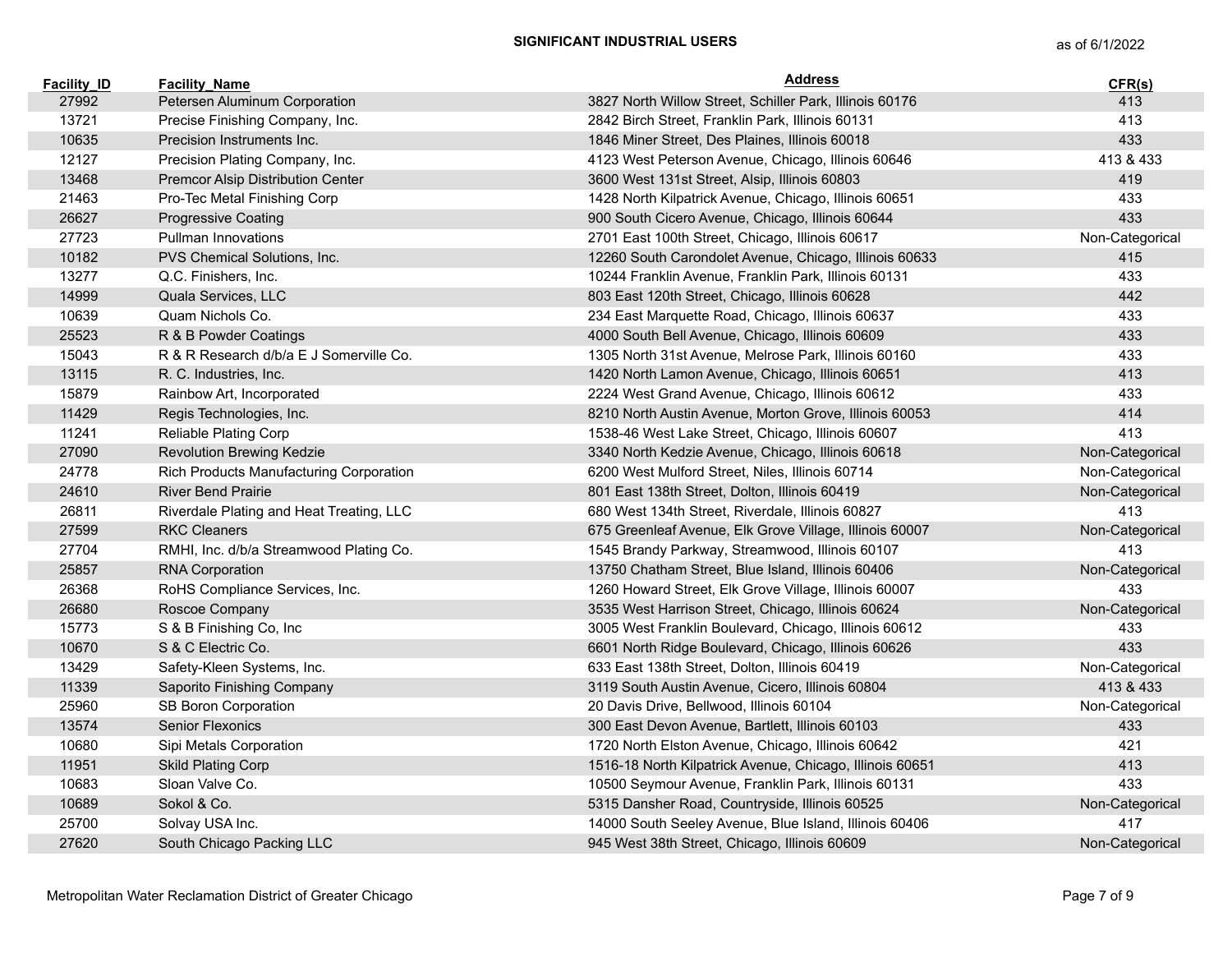## SIGNIFICANT INDUSTRIAL USERS

as of 6/1/2022

| Facility_ID | Facility_Name | Address | CFR(s) |
|---|---|---|---|
| 27992 | Petersen Aluminum Corporation | 3827 North Willow Street, Schiller Park, Illinois 60176 | 413 |
| 13721 | Precise Finishing Company, Inc. | 2842 Birch Street, Franklin Park, Illinois 60131 | 413 |
| 10635 | Precision Instruments Inc. | 1846 Miner Street, Des Plaines, Illinois 60018 | 433 |
| 12127 | Precision Plating Company, Inc. | 4123 West Peterson Avenue, Chicago, Illinois 60646 | 413 & 433 |
| 13468 | Premcor Alsip Distribution Center | 3600 West 131st Street, Alsip, Illinois 60803 | 419 |
| 21463 | Pro-Tec Metal Finishing Corp | 1428 North Kilpatrick Avenue, Chicago, Illinois 60651 | 433 |
| 26627 | Progressive Coating | 900 South Cicero Avenue, Chicago, Illinois 60644 | 433 |
| 27723 | Pullman Innovations | 2701 East 100th Street, Chicago, Illinois 60617 | Non-Categorical |
| 10182 | PVS Chemical Solutions, Inc. | 12260 South Carondolet Avenue, Chicago, Illinois 60633 | 415 |
| 13277 | Q.C. Finishers, Inc. | 10244 Franklin Avenue, Franklin Park, Illinois 60131 | 433 |
| 14999 | Quala Services, LLC | 803 East 120th Street, Chicago, Illinois 60628 | 442 |
| 10639 | Quam Nichols Co. | 234 East Marquette Road, Chicago, Illinois 60637 | 433 |
| 25523 | R & B Powder Coatings | 4000 South Bell Avenue, Chicago, Illinois 60609 | 433 |
| 15043 | R & R Research d/b/a E J Somerville Co. | 1305 North 31st Avenue, Melrose Park, Illinois 60160 | 433 |
| 13115 | R. C. Industries, Inc. | 1420 North Lamon Avenue, Chicago, Illinois 60651 | 413 |
| 15879 | Rainbow Art, Incorporated | 2224 West Grand Avenue, Chicago, Illinois 60612 | 433 |
| 11429 | Regis Technologies, Inc. | 8210 North Austin Avenue, Morton Grove, Illinois 60053 | 414 |
| 11241 | Reliable Plating Corp | 1538-46 West Lake Street, Chicago, Illinois 60607 | 413 |
| 27090 | Revolution Brewing Kedzie | 3340 North Kedzie Avenue, Chicago, Illinois 60618 | Non-Categorical |
| 24778 | Rich Products Manufacturing Corporation | 6200 West Mulford Street, Niles, Illinois 60714 | Non-Categorical |
| 24610 | River Bend Prairie | 801 East 138th Street, Dolton, Illinois 60419 | Non-Categorical |
| 26811 | Riverdale Plating and Heat Treating, LLC | 680 West 134th Street, Riverdale, Illinois 60827 | 413 |
| 27599 | RKC Cleaners | 675 Greenleaf Avenue, Elk Grove Village, Illinois 60007 | Non-Categorical |
| 27704 | RMHI, Inc. d/b/a Streamwood Plating Co. | 1545 Brandy Parkway, Streamwood, Illinois 60107 | 413 |
| 25857 | RNA Corporation | 13750 Chatham Street, Blue Island, Illinois 60406 | Non-Categorical |
| 26368 | RoHS Compliance Services, Inc. | 1260 Howard Street, Elk Grove Village, Illinois 60007 | 433 |
| 26680 | Roscoe Company | 3535 West Harrison Street, Chicago, Illinois 60624 | Non-Categorical |
| 15773 | S & B Finishing Co, Inc | 3005 West Franklin Boulevard, Chicago, Illinois 60612 | 433 |
| 10670 | S & C Electric Co. | 6601 North Ridge Boulevard, Chicago, Illinois 60626 | 433 |
| 13429 | Safety-Kleen Systems, Inc. | 633 East 138th Street, Dolton, Illinois 60419 | Non-Categorical |
| 11339 | Saporito Finishing Company | 3119 South Austin Avenue, Cicero, Illinois 60804 | 413 & 433 |
| 25960 | SB Boron Corporation | 20 Davis Drive, Bellwood, Illinois 60104 | Non-Categorical |
| 13574 | Senior Flexonics | 300 East Devon Avenue, Bartlett, Illinois 60103 | 433 |
| 10680 | Sipi Metals Corporation | 1720 North Elston Avenue, Chicago, Illinois 60642 | 421 |
| 11951 | Skild Plating Corp | 1516-18 North Kilpatrick Avenue, Chicago, Illinois 60651 | 413 |
| 10683 | Sloan Valve Co. | 10500 Seymour Avenue, Franklin Park, Illinois 60131 | 433 |
| 10689 | Sokol & Co. | 5315 Dansher Road, Countryside, Illinois 60525 | Non-Categorical |
| 25700 | Solvay USA Inc. | 14000 South Seeley Avenue, Blue Island, Illinois 60406 | 417 |
| 27620 | South Chicago Packing LLC | 945 West 38th Street, Chicago, Illinois 60609 | Non-Categorical |

Metropolitan Water Reclamation District of Greater Chicago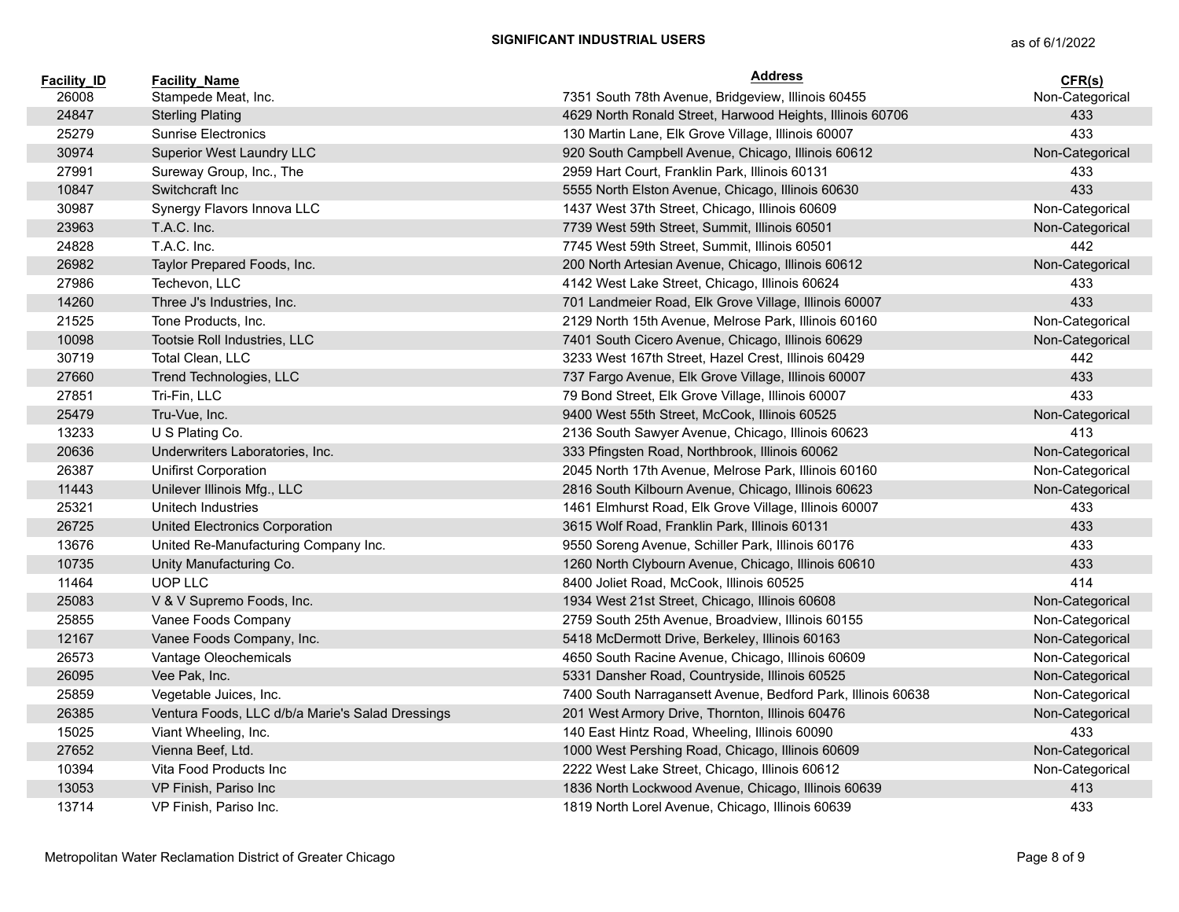**SIGNIFICANT INDUSTRIAL USERS**

as of 6/1/2022

| Facility_ID | Facility_Name | Address | CFR(s) |
|---|---|---|---|
| 26008 | Stampede Meat, Inc. | 7351 South 78th Avenue, Bridgeview, Illinois 60455 | Non-Categorical |
| 24847 | Sterling Plating | 4629 North Ronald Street, Harwood Heights, Illinois 60706 | 433 |
| 25279 | Sunrise Electronics | 130 Martin Lane, Elk Grove Village, Illinois 60007 | 433 |
| 30974 | Superior West Laundry LLC | 920 South Campbell Avenue, Chicago, Illinois 60612 | Non-Categorical |
| 27991 | Sureway Group, Inc., The | 2959 Hart Court, Franklin Park, Illinois 60131 | 433 |
| 10847 | Switchcraft Inc | 5555 North Elston Avenue, Chicago, Illinois 60630 | 433 |
| 30987 | Synergy Flavors Innova LLC | 1437 West 37th Street, Chicago, Illinois 60609 | Non-Categorical |
| 23963 | T.A.C. Inc. | 7739 West 59th Street, Summit, Illinois 60501 | Non-Categorical |
| 24828 | T.A.C. Inc. | 7745 West 59th Street, Summit, Illinois 60501 | 442 |
| 26982 | Taylor Prepared Foods, Inc. | 200 North Artesian Avenue, Chicago, Illinois 60612 | Non-Categorical |
| 27986 | Techevon, LLC | 4142 West Lake Street, Chicago, Illinois 60624 | 433 |
| 14260 | Three J's Industries, Inc. | 701 Landmeier Road, Elk Grove Village, Illinois 60007 | 433 |
| 21525 | Tone Products, Inc. | 2129 North 15th Avenue, Melrose Park, Illinois 60160 | Non-Categorical |
| 10098 | Tootsie Roll Industries, LLC | 7401 South Cicero Avenue, Chicago, Illinois 60629 | Non-Categorical |
| 30719 | Total Clean, LLC | 3233 West 167th Street, Hazel Crest, Illinois 60429 | 442 |
| 27660 | Trend Technologies, LLC | 737 Fargo Avenue, Elk Grove Village, Illinois 60007 | 433 |
| 27851 | Tri-Fin, LLC | 79 Bond Street, Elk Grove Village, Illinois 60007 | 433 |
| 25479 | Tru-Vue, Inc. | 9400 West 55th Street, McCook, Illinois 60525 | Non-Categorical |
| 13233 | U S Plating Co. | 2136 South Sawyer Avenue, Chicago, Illinois 60623 | 413 |
| 20636 | Underwriters Laboratories, Inc. | 333 Pfingsten Road, Northbrook, Illinois 60062 | Non-Categorical |
| 26387 | Unifirst Corporation | 2045 North 17th Avenue, Melrose Park, Illinois 60160 | Non-Categorical |
| 11443 | Unilever Illinois Mfg., LLC | 2816 South Kilbourn Avenue, Chicago, Illinois 60623 | Non-Categorical |
| 25321 | Unitech Industries | 1461 Elmhurst Road, Elk Grove Village, Illinois 60007 | 433 |
| 26725 | United Electronics Corporation | 3615 Wolf Road, Franklin Park, Illinois 60131 | 433 |
| 13676 | United Re-Manufacturing Company Inc. | 9550 Soreng Avenue, Schiller Park, Illinois 60176 | 433 |
| 10735 | Unity Manufacturing Co. | 1260 North Clybourn Avenue, Chicago, Illinois 60610 | 433 |
| 11464 | UOP LLC | 8400 Joliet Road, McCook, Illinois 60525 | 414 |
| 25083 | V & V Supremo Foods, Inc. | 1934 West 21st Street, Chicago, Illinois 60608 | Non-Categorical |
| 25855 | Vanee Foods Company | 2759 South 25th Avenue, Broadview, Illinois 60155 | Non-Categorical |
| 12167 | Vanee Foods Company, Inc. | 5418 McDermott Drive, Berkeley, Illinois 60163 | Non-Categorical |
| 26573 | Vantage Oleochemicals | 4650 South Racine Avenue, Chicago, Illinois 60609 | Non-Categorical |
| 26095 | Vee Pak, Inc. | 5331 Dansher Road, Countryside, Illinois 60525 | Non-Categorical |
| 25859 | Vegetable Juices, Inc. | 7400 South Narragansett Avenue, Bedford Park, Illinois 60638 | Non-Categorical |
| 26385 | Ventura Foods, LLC d/b/a Marie's Salad Dressings | 201 West Armory Drive, Thornton, Illinois 60476 | Non-Categorical |
| 15025 | Viant Wheeling, Inc. | 140 East Hintz Road, Wheeling, Illinois 60090 | 433 |
| 27652 | Vienna Beef, Ltd. | 1000 West Pershing Road, Chicago, Illinois 60609 | Non-Categorical |
| 10394 | Vita Food Products Inc | 2222 West Lake Street, Chicago, Illinois 60612 | Non-Categorical |
| 13053 | VP Finish, Pariso Inc | 1836 North Lockwood Avenue, Chicago, Illinois 60639 | 413 |
| 13714 | VP Finish, Pariso Inc. | 1819 North Lorel Avenue, Chicago, Illinois 60639 | 433 |

Metropolitan Water Reclamation District of Greater Chicago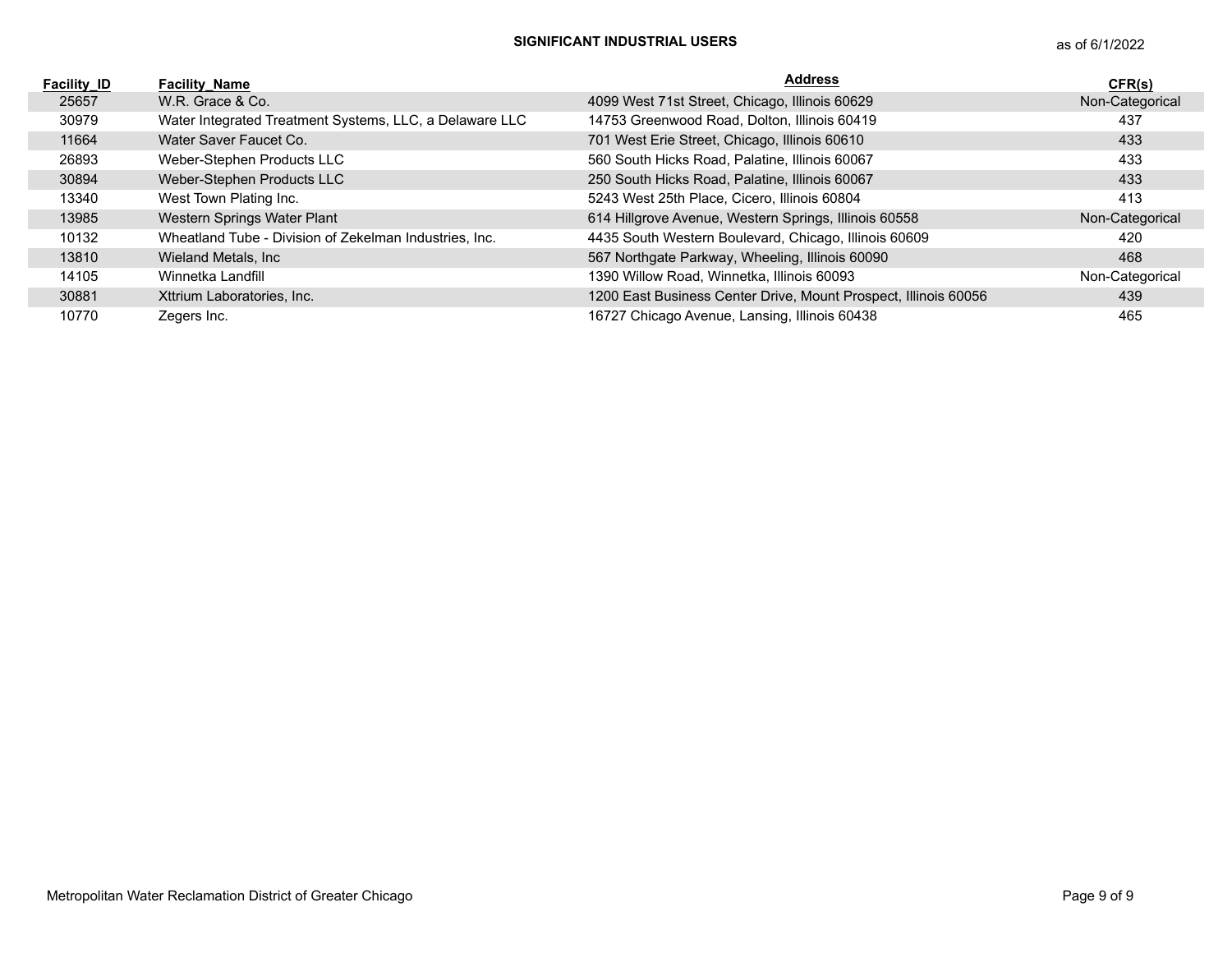## SIGNIFICANT INDUSTRIAL USERS

as of 6/1/2022

| Facility_ID | Facility_Name | Address | CFR(s) |
|---|---|---|---|
| 25657 | W.R. Grace & Co. | 4099 West 71st Street, Chicago, Illinois 60629 | Non-Categorical |
| 30979 | Water Integrated Treatment Systems, LLC, a Delaware LLC | 14753 Greenwood Road, Dolton, Illinois 60419 | 437 |
| 11664 | Water Saver Faucet Co. | 701 West Erie Street, Chicago, Illinois 60610 | 433 |
| 26893 | Weber-Stephen Products LLC | 560 South Hicks Road, Palatine, Illinois 60067 | 433 |
| 30894 | Weber-Stephen Products LLC | 250 South Hicks Road, Palatine, Illinois 60067 | 433 |
| 13340 | West Town Plating Inc. | 5243 West 25th Place, Cicero, Illinois 60804 | 413 |
| 13985 | Western Springs Water Plant | 614 Hillgrove Avenue, Western Springs, Illinois 60558 | Non-Categorical |
| 10132 | Wheatland Tube - Division of Zekelman Industries, Inc. | 4435 South Western Boulevard, Chicago, Illinois 60609 | 420 |
| 13810 | Wieland Metals, Inc | 567 Northgate Parkway, Wheeling, Illinois 60090 | 468 |
| 14105 | Winnetka Landfill | 1390 Willow Road, Winnetka, Illinois 60093 | Non-Categorical |
| 30881 | Xttrium Laboratories, Inc. | 1200 East Business Center Drive, Mount Prospect, Illinois 60056 | 439 |
| 10770 | Zegers Inc. | 16727 Chicago Avenue, Lansing, Illinois 60438 | 465 |

Metropolitan Water Reclamation District of Greater Chicago